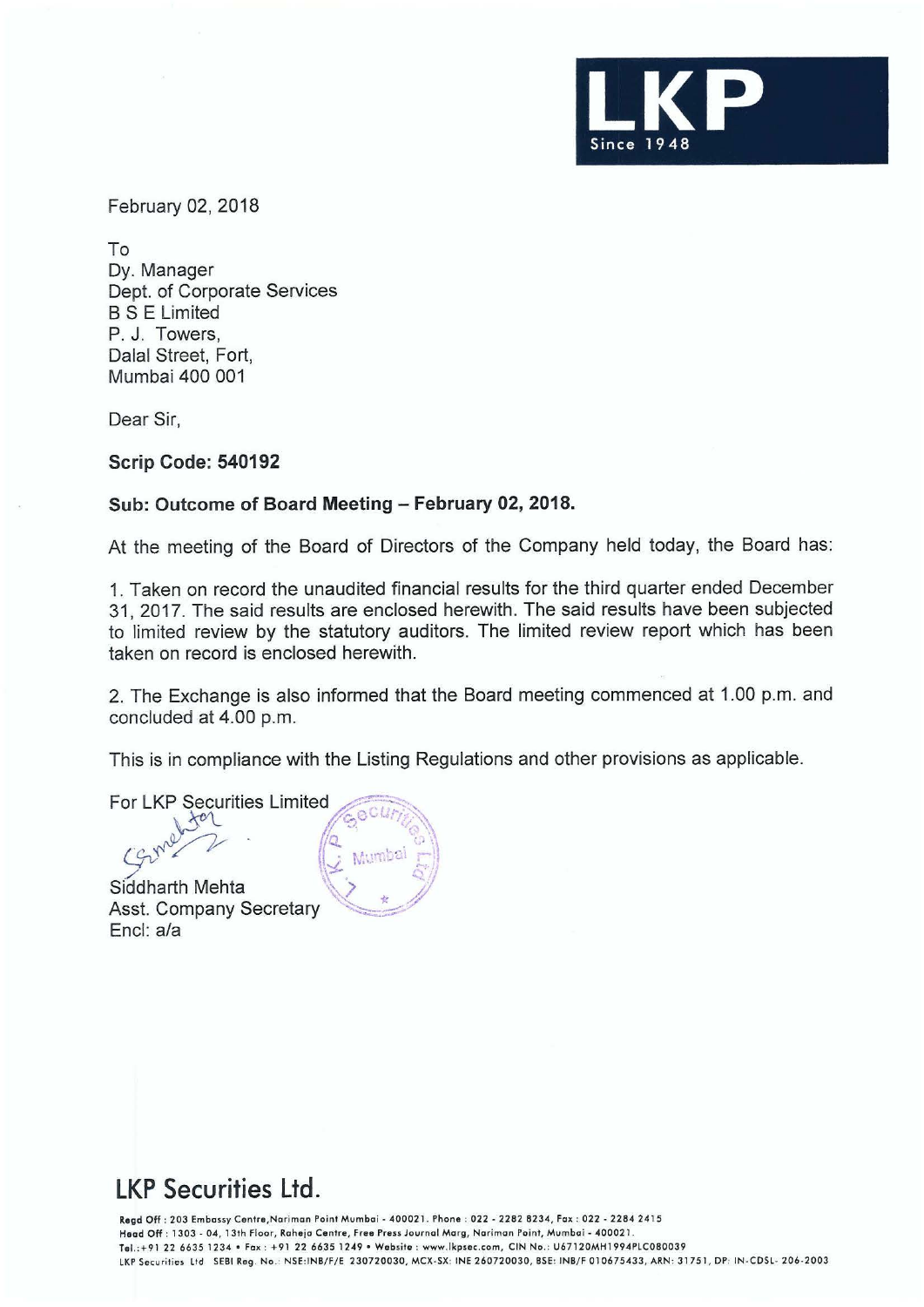February 02, 2018

To
Dy. Manager
Dept. of Corporate Services
B S E Limited
P. J. Towers,
Dalal Street, Fort,
Mumbai 400 001

Dear Sir,

**Scrip Code: 540192**

**Sub: Outcome of Board Meeting – February 02, 2018.**

At the meeting of the Board of Directors of the Company held today, the Board has:

1. Taken on record the unaudited financial results for the third quarter ended December 31, 2017. The said results are enclosed herewith. The said results have been subjected to limited review by the statutory auditors. The limited review report which has been taken on record is enclosed herewith.

2. The Exchange is also informed that the Board meeting commenced at 1.00 p.m. and concluded at 4.00 p.m.

This is in compliance with the Listing Regulations and other provisions as applicable.

For LKP Securities Limited

Siddharth Mehta
Asst. Company Secretary
Encl: a/a

## LKP Securities Ltd.

Regd Off : 203 Embassy Centre,Nariman Point Mumbai - 400021. Phone : 022 - 2282 8234, Fax : 022 - 2284 2415
Head Off : 1303 - 04, 13th Floor, Raheja Centre, Free Press Journal Marg, Nariman Point, Mumbai - 400021.
Tel.:+91 22 6635 1234 • Fax : +91 22 6635 1249 • Website : www.lkpsec.com, CIN No.: U67120MH1994PLC080039
LKP Securities Ltd SEBI Reg. No.: NSE:INB/F/E 230720030, MCX-SX: INE 260720030, BSE: INB/F 010675433, ARN: 31751, DP: IN-CDSL- 206-2003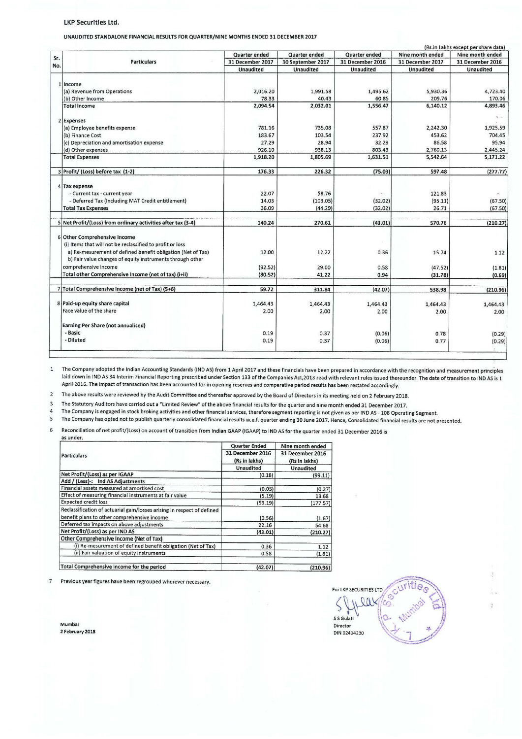**LKP Securities Ltd.**

**UNAUDITED STANDALONE FINANCIAL RESULTS FOR QUARTER/NINE MONTHS ENDED 31 DECEMBER 2017**

(Rs.in Lakhs except per share data)

| Sr. No. | Particulars | Quarter ended 31 December 2017 Unaudited | Quarter ended 30 September 2017 Unaudited | Quarter ended 31 December 2016 Unaudited | Nine month ended 31 December 2017 Unaudited | Nine month ended 31 December 2016 Unaudited |
|---|---|---|---|---|---|---|
| 1 | **Income** | | | | | |
| | (a) Revenue from Operations | 2,016.20 | 1,991.58 | 1,495.62 | 5,930.36 | 4,723.40 |
| | (b) Other Income | 78.33 | 40.43 | 60.85 | 209.76 | 170.06 |
| | **Total Income** | 2,094.54 | 2,032.01 | 1,556.47 | 6,140.12 | 4,893.46 |
| 2 | **Expenses** | | | | | |
| | (a) Employee benefits expense | 781.16 | 735.08 | 557.87 | 2,242.30 | 1,925.59 |
| | (b) Finance Cost | 183.67 | 103.54 | 237.92 | 453.62 | 704.45 |
| | (c) Depreciation and amortisation expense | 27.29 | 28.94 | 32.29 | 86.58 | 95.94 |
| | (d) Other expenses | 926.10 | 938.13 | 803.43 | 2,760.13 | 2,445.24 |
| | **Total Expenses** | 1,918.20 | 1,805.69 | 1,631.51 | 5,542.64 | 5,171.22 |
| 3 | **Profit/ (Loss) before tax (1-2)** | 176.33 | 226.32 | (75.03) | 597.48 | (277.77) |
| 4 | **Tax expense** | | | | | |
| | - Current tax - current year | 22.07 | 58.76 | - | 121.83 | - |
| | - Deferred Tax (Including MAT Credit entitlement) | 14.03 | (103.05) | (32.02) | (95.11) | (67.50) |
| | **Total Tax Expenses** | 36.09 | (44.29) | (32.02) | 26.71 | (67.50) |
| 5 | **Net Profit/(Loss) from ordinary activities after tax (3-4)** | 140.24 | 270.61 | (43.01) | 570.76 | (210.27) |
| 6 | **Other Comprehensive Income** | | | | | |
| | (i) Items that will not be reclassified to profit or loss | | | | | |
| | a) Re-mesurement of defined benefit obligation (Net of Tax) | 12.00 | 12.22 | 0.36 | 15.74 | 1.12 |
| | b) Fair value changes of equity instruments through other comprehensive income | (92.52) | 29.00 | 0.58 | (47.52) | (1.81) |
| | Total other Comprehensive Income (net of tax) (i+ii) | (80.52) | 41.22 | 0.94 | (31.78) | (0.69) |
| 7 | **Total Comprehensive Income (net of Tax) (5+6)** | 59.72 | 311.84 | (42.07) | 538.98 | (210.96) |
| 8 | **Paid-up equity share capital** | 1,464.43 | 1,464.43 | 1,464.43 | 1,464.43 | 1,464.43 |
| | Face value of the share | 2.00 | 2.00 | 2.00 | 2.00 | 2.00 |
| | **Earning Per Share (not annualised)** | | | | | |
| | **- Basic** | 0.19 | 0.37 | (0.06) | 0.78 | (0.29) |
| | **- Diluted** | 0.19 | 0.37 | (0.06) | 0.77 | (0.29) |

1. The Company adopted the Indian Accounting Standards (IND AS) from 1 April 2017 and these financials have been prepared in accordance with the recognition and measurement principles laid down in IND AS 34 Interim Financial Reporting prescribed under Section 133 of the Companies Act,2013 read with relevant rules issued thereunder. The date of transition to IND AS is 1 April 2016. The impact of transaction has been accounted for in opening reserves and comparative period results has been restated accordingly.
2. The above results were reviewed by the Audit Committee and thereafter approved by the Board of Directors in its meeting held on 2 February 2018.
3. The Statutory Auditors have carried out a "Limited Review" of the above financial results for the quarter and nine month ended 31 December 2017.
4. The Company is engaged in stock broking activities and other financial services, therefore segment reporting is not given as per IND AS - 108 Operating Segment.
5. The Company has opted not to publish quarterly consolidated financial results w.e.f. quarter ending 30 June 2017. Hence, Consolidated financial results are not presented.
6. Reconciliation of net profit/(Loss) on account of transition from Indian GAAP (IGAAP) to IND AS for the quarter ended 31 December 2016 is as under.

| Particulars | Quarter Ended 31 December 2016 (Rs in lakhs) Unaudited | Nine month ended 31 December 2016 (Rs in lakhs) Unaudited |
|---|---|---|
| **Net Profit/(Loss) as per IGAAP** | (0.18) | (99.11) |
| **Add / (Less)-: Ind AS Adjustments** | | |
| Financial assets measured at amortised cost | (0.05) | (0.27) |
| Effect of measuring financial instruments at fair value | (5.19) | 13.68 |
| Expected credit loss | (59.19) | (177.57) |
| Reclassification of actuarial gain/losses arising in respect of defined benefit plans to other comprehensive income | (0.56) | (1.67) |
| Deferred tax impacts on above adjustments | 22.16 | 54.68 |
| **Net Profit/(Loss) as per IND AS** | (43.01) | (210.27) |
| **Other Comprehensive Income (Net of Tax)** | | |
| (i) Re-mesurement of defined benefit obligation (Net of Tax) | 0.36 | 1.12 |
| (ii) Fair valuation of equity instruments | 0.58 | (1.81) |
| **Total Comprehensive income for the period** | (42.07) | (210.96) |

7. Previous year figures have been regrouped wherever necessary.

Mumbai
2 February 2018

For LKP SECURITIES LTD

S S Gulati
Director
DIN 02404230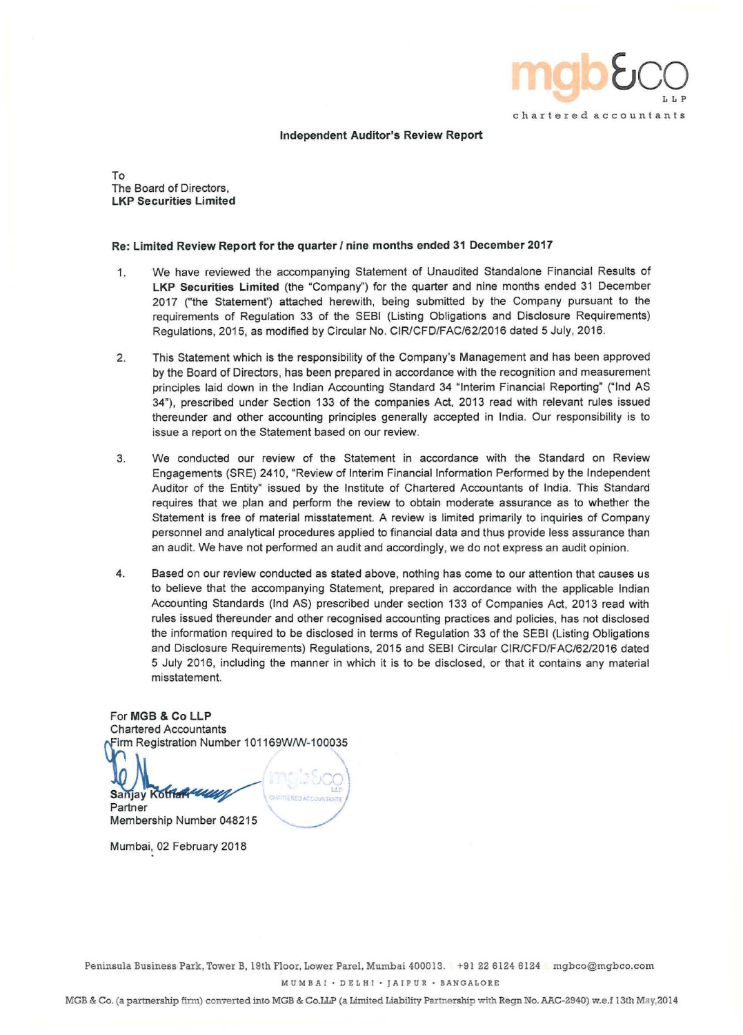mgb&co LLP
chartered accountants

## Independent Auditor's Review Report

To
The Board of Directors,
**LKP Securities Limited**

**Re: Limited Review Report for the quarter / nine months ended 31 December 2017**

1. We have reviewed the accompanying Statement of Unaudited Standalone Financial Results of **LKP Securities Limited** (the "Company") for the quarter and nine months ended 31 December 2017 ("the Statement') attached herewith, being submitted by the Company pursuant to the requirements of Regulation 33 of the SEBI (Listing Obligations and Disclosure Requirements) Regulations, 2015, as modified by Circular No. CIR/CFD/FAC/62/2016 dated 5 July, 2016.

2. This Statement which is the responsibility of the Company's Management and has been approved by the Board of Directors, has been prepared in accordance with the recognition and measurement principles laid down in the Indian Accounting Standard 34 "Interim Financial Reporting" ("Ind AS 34"), prescribed under Section 133 of the companies Act, 2013 read with relevant rules issued thereunder and other accounting principles generally accepted in India. Our responsibility is to issue a report on the Statement based on our review.

3. We conducted our review of the Statement in accordance with the Standard on Review Engagements (SRE) 2410, "Review of Interim Financial Information Performed by the Independent Auditor of the Entity" issued by the Institute of Chartered Accountants of India. This Standard requires that we plan and perform the review to obtain moderate assurance as to whether the Statement is free of material misstatement. A review is limited primarily to inquiries of Company personnel and analytical procedures applied to financial data and thus provide less assurance than an audit. We have not performed an audit and accordingly, we do not express an audit opinion.

4. Based on our review conducted as stated above, nothing has come to our attention that causes us to believe that the accompanying Statement, prepared in accordance with the applicable Indian Accounting Standards (Ind AS) prescribed under section 133 of Companies Act, 2013 read with rules issued thereunder and other recognised accounting practices and policies, has not disclosed the information required to be disclosed in terms of Regulation 33 of the SEBI (Listing Obligations and Disclosure Requirements) Regulations, 2015 and SEBI Circular CIR/CFD/FAC/62/2016 dated 5 July 2016, including the manner in which it is to be disclosed, or that it contains any material misstatement.

For **MGB & Co LLP**
Chartered Accountants
Firm Registration Number 101169W/W-100035

Sanjay Kothari
Partner
Membership Number 048215

Mumbai, 02 February 2018

Peninsula Business Park, Tower B, 19th Floor, Lower Parel, Mumbai 400013. +91 22 6124 6124 mgbco@mgbco.com
MUMBAI • DELHI • JAIPUR • BANGALORE
MGB & Co. (a partnership firm) converted into MGB & Co.LLP (a Limited Liability Partnership with Regn No. AAC-2940) w.e.f 13th May,2014